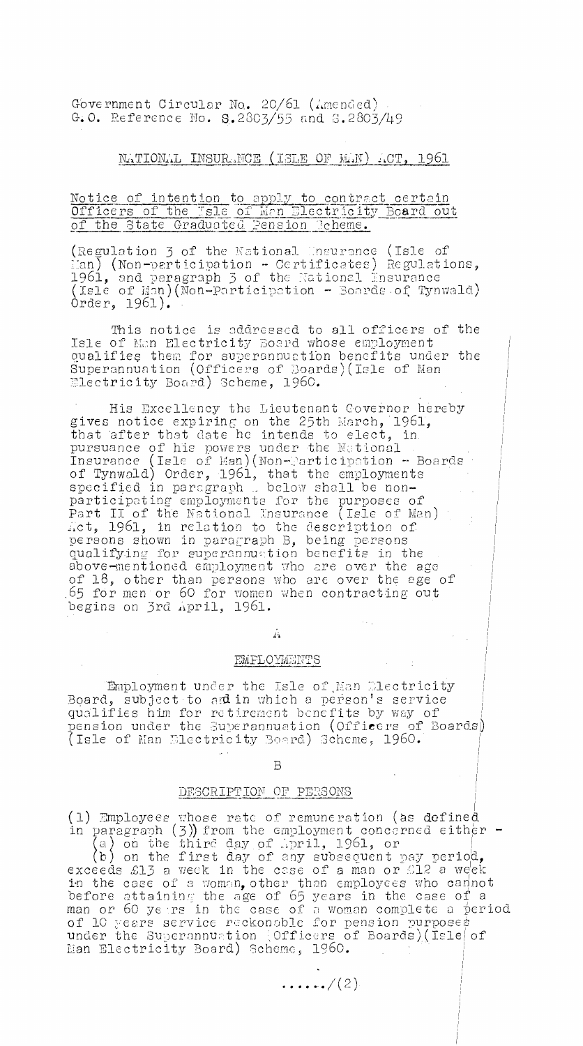Government Circular No. 20/61 (Amended)
G.O. Reference No. S.2803/55 and S.2803/49

## NATIONAL INSURANCE (ISLE OF MAN) ACT, 1961

### Notice of intention to apply to contract certain Officers of the Isle of Man Electricity Board out of the State Graduated Pension Scheme.

(Regulation 3 of the National Insurance (Isle of Man) (Non-participation - Certificates) Regulations, 1961, and paragraph 3 of the National Insurance (Isle of Man)(Non-Participation - Boards of Tynwald) Order, 1961).

This notice is addressed to all officers of the Isle of Man Electricity Board whose employment qualifies them for superannuation benefits under the Superannuation (Officers of Boards)(Isle of Man Electricity Board) Scheme, 1960.

His Excellency the Lieutenant Governor hereby gives notice expiring on the 25th March, 1961, that after that date he intends to elect, in pursuance of his powers under the National Insurance (Isle of Man)(Non-Participation - Boards of Tynwald) Order, 1961, that the employments specified in paragraph A below shall be non-participating employments for the purposes of Part II of the National Insurance (Isle of Man) Act, 1961, in relation to the description of persons shown in paragraph B, being persons qualifying for superannuation benefits in the above-mentioned employment who are over the age of 18, other than persons who are over the age of 65 for men or 60 for women when contracting out begins on 3rd April, 1961.

### A

#### EMPLOYMENTS

Employment under the Isle of Man Electricity Board, subject to and in which a person's service qualifies him for retirement benefits by way of pension under the Superannuation (Officers of Boards) (Isle of Man Electricity Board) Scheme, 1960.

### B

#### DESCRIPTION OF PERSONS

(1) Employees whose rate of remuneration (as defined in paragraph (3)) from the employment concerned either -

(a) on the third day of April, 1961, or

(b) on the first day of any subsequent pay period,

exceeds £13 a week in the case of a man or £12 a week in the case of a woman, other than employees who cannot before attaining the age of 65 years in the case of a man or 60 years in the case of a woman complete a period of 10 years service reckonable for pension purposes under the Superannuation (Officers of Boards)(Isle of Man Electricity Board) Scheme, 1960.

....../(2)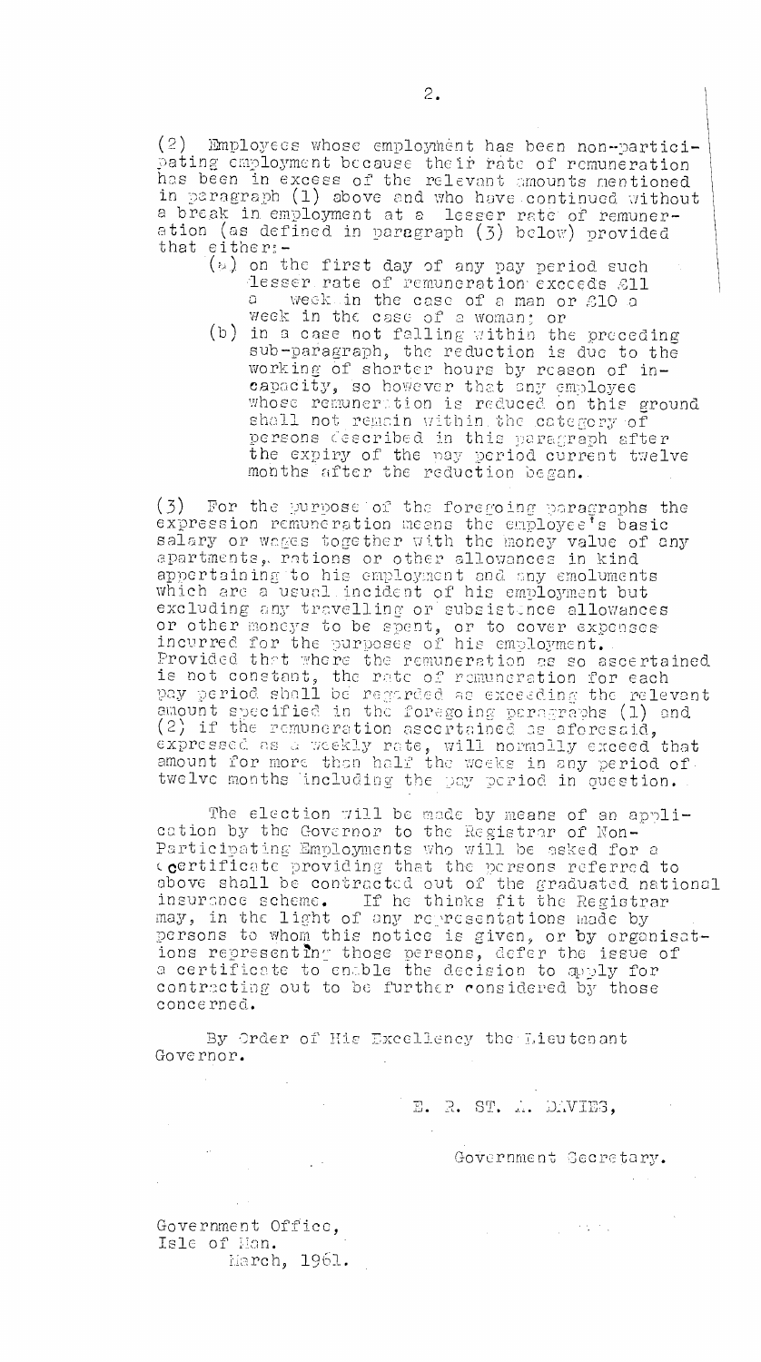(2) Employees whose employment has been non-participating employment because their rate of remuneration has been in excess of the relevant amounts mentioned in paragraph (1) above and who have continued without a break in employment at a lesser rate of remuneration (as defined in paragraph (3) below) provided that either:-

(a) on the first day of any pay period such lesser rate of remuneration exceeds £11 a week in the case of a man or £10 a week in the case of a woman; or

(b) in a case not falling within the preceding sub-paragraph, the reduction is due to the working of shorter hours by reason of incapacity, so however that any employee whose remuneration is reduced on this ground shall not remain within the category of persons described in this paragraph after the expiry of the pay period current twelve months after the reduction began.

(3) For the purpose of the foregoing paragraphs the expression remuneration means the employee's basic salary or wages together with the money value of any apartments, rations or other allowances in kind appertaining to his employment and any emoluments which are a usual incident of his employment but excluding any travelling or subsistence allowances or other moneys to be spent, or to cover expenses incurred for the purposes of his employment. Provided that where the remuneration as so ascertained is not constant, the rate of remuneration for each pay period shall be regarded as exceeding the relevant amount specified in the foregoing paragraphs (1) and (2) if the remuneration ascertained as aforesaid, expressed as a weekly rate, will normally exceed that amount for more than half the weeks in any period of twelve months including the pay period in question.

The election will be made by means of an application by the Governor to the Registrar of Non-Participating Employments who will be asked for a certificate providing that the persons referred to above shall be contracted out of the graduated national insurance scheme. If he thinks fit the Registrar may, in the light of any representations made by persons to whom this notice is given, or by organisations representing those persons, defer the issue of a certificate to enable the decision to apply for contracting out to be further considered by those concerned.

By Order of His Excellency the Lieutenant Governor.

E. R. ST. A. DAVIES,

Government Secretary.

Government Office,
Isle of Man.
March, 1961.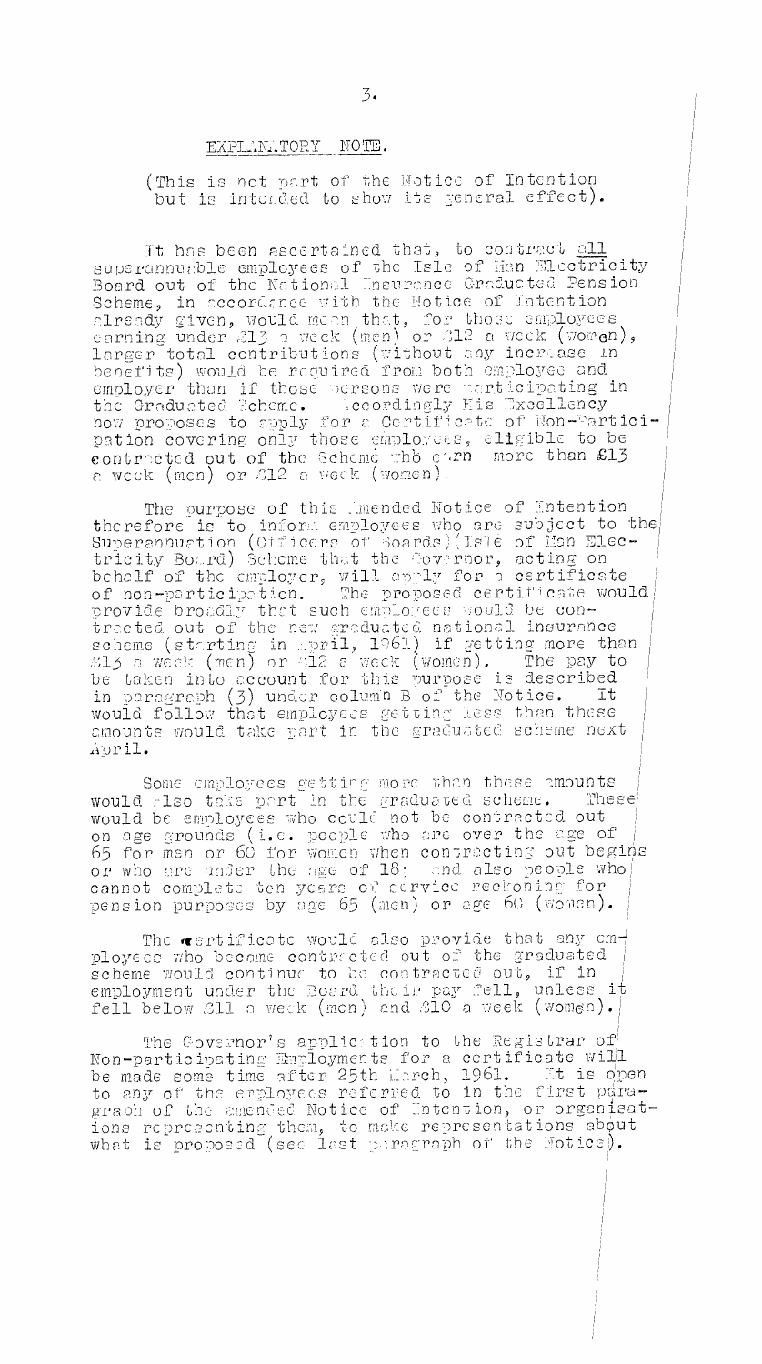## EXPLANATORY NOTE.

(This is not part of the Notice of Intention but is intended to show its general effect).

It has been ascertained that, to contract out all superannuable employees of the Isle of Man Electricity Board out of the National Insurance Graduated Pension Scheme, in accordance with the Notice of Intention already given, would mean that, for those employees earning under £13 a week (men) or £12 a week (women), larger total contributions (without any increase in benefits) would be required from both employee and employer than if those persons were participating in the Graduated Scheme. Accordingly His Excellency now proposes to apply for a Certificate of Non-Participation covering only those employees, eligible to be contracted out of the Scheme who earn more than £13 a week (men) or £12 a week (women).

The purpose of this Amended Notice of Intention therefore is to inform employees who are subject to the Superannuation (Officers of Boards)(Isle of Man Electricity Board) Scheme that the Governor, acting on behalf of the employer, will apply for a certificate of non-participation. The proposed certificate would provide broadly that such employees would be contracted out of the new graduated national insurance scheme (starting in April, 1961) if getting more than £13 a week (men) or £12 a week (women). The pay to be taken into account for this purpose is described in paragraph (3) under column B of the Notice. It would follow that employees getting less than these amounts would take part in the graduated scheme next April.

Some employees getting more than these amounts would also take part in the graduated scheme. These would be employees who could not be contracted out on age grounds (i.e. people who are over the age of 65 for men or 60 for women when contracting out begins or who are under the age of 18; and also people who cannot complete ten years of service reckoning for pension purposes by age 65 (men) or age 60 (women).

The certificate would also provide that any employees who became contracted out of the graduated scheme would continue to be contracted out, if in employment under the Board their pay fell, unless it fell below £11 a week (men) and £10 a week (women).

The Governor's application to the Registrar of Non-participating Employments for a certificate will be made some time after 25th March, 1961. It is open to any of the employees referred to in the first paragraph of the amended Notice of Intention, or organisations representing them, to make representations about what is proposed (see last paragraph of the Notice).